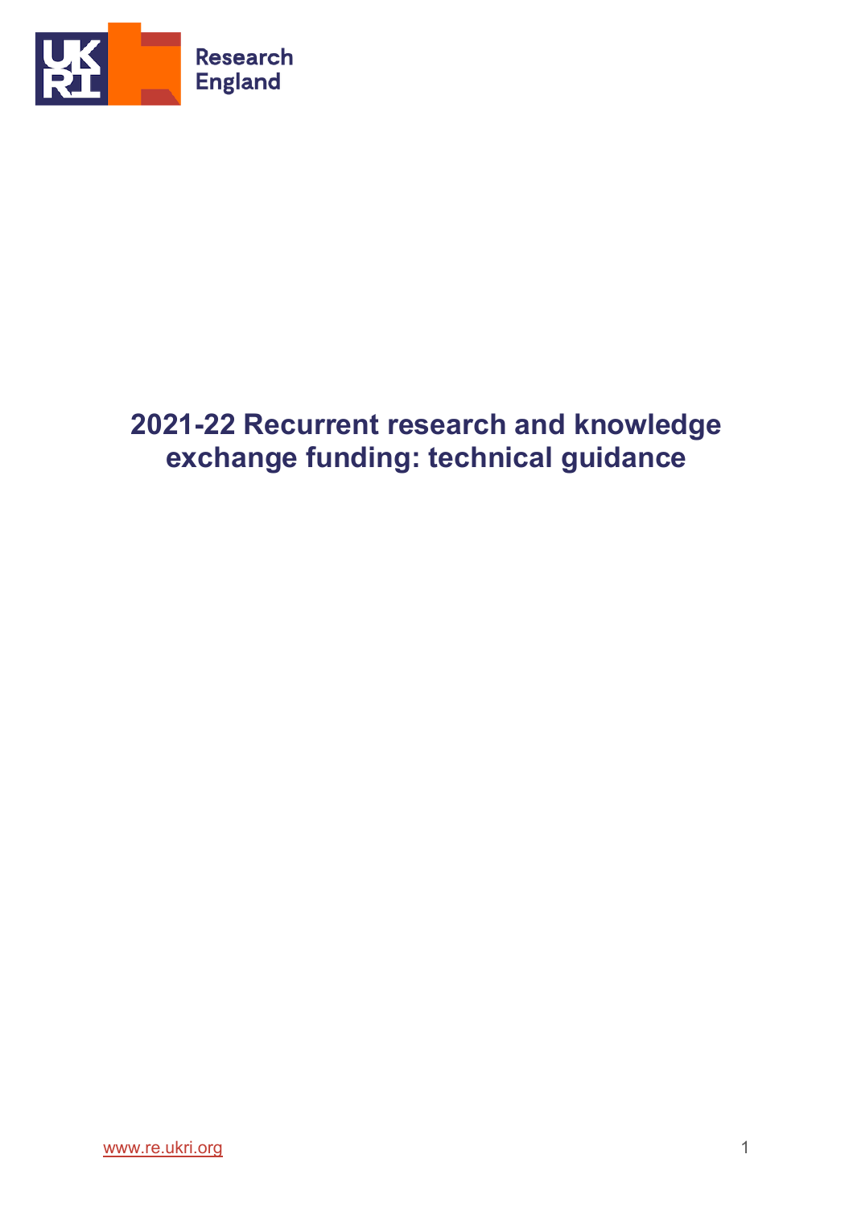Research England

# 2021-22 Recurrent research and knowledge exchange funding: technical guidance

www.re.ukri.org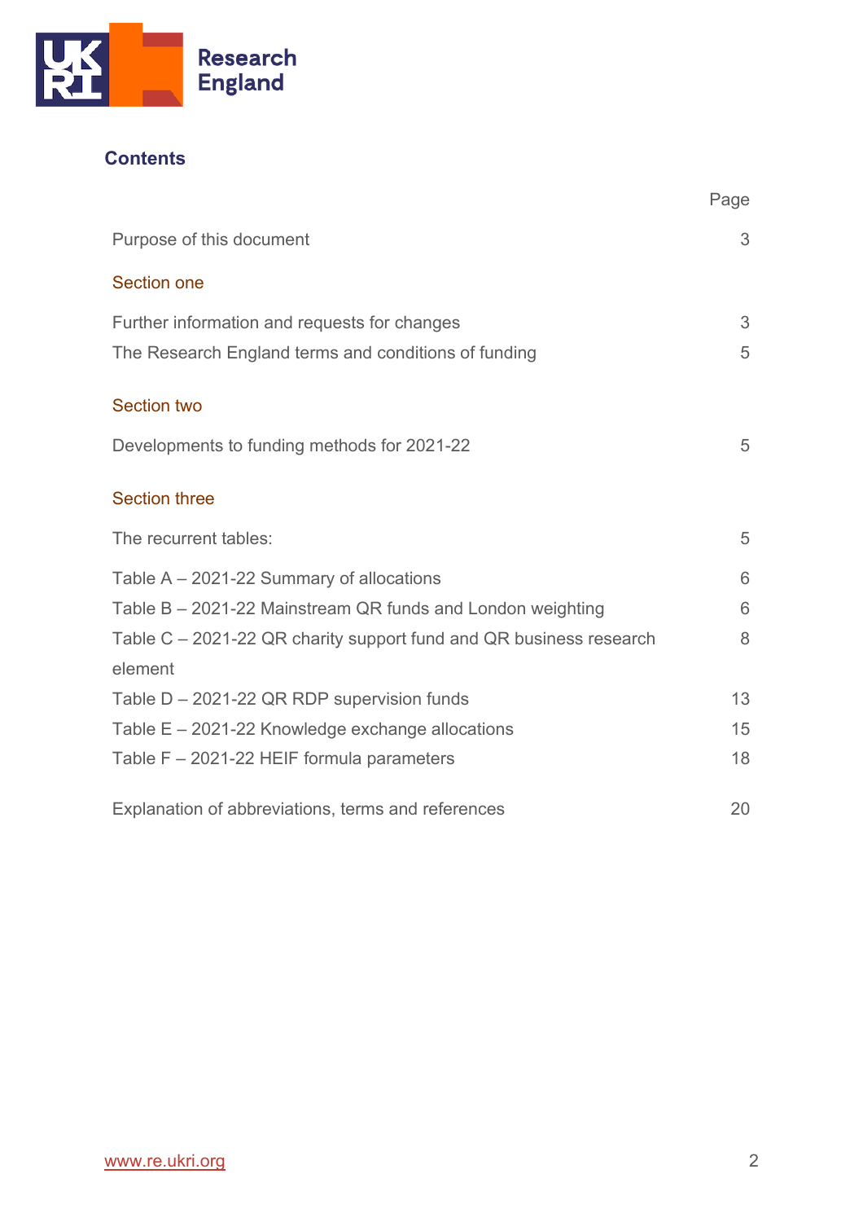## Contents

| | Page |
|---|---|
| Purpose of this document | 3 |
| **Section one** | |
| Further information and requests for changes | 3 |
| The Research England terms and conditions of funding | 5 |
| **Section two** | |
| Developments to funding methods for 2021-22 | 5 |
| **Section three** | |
| The recurrent tables: | 5 |
| Table A – 2021-22 Summary of allocations | 6 |
| Table B – 2021-22 Mainstream QR funds and London weighting | 6 |
| Table C – 2021-22 QR charity support fund and QR business research element | 8 |
| Table D – 2021-22 QR RDP supervision funds | 13 |
| Table E – 2021-22 Knowledge exchange allocations | 15 |
| Table F – 2021-22 HEIF formula parameters | 18 |
| Explanation of abbreviations, terms and references | 20 |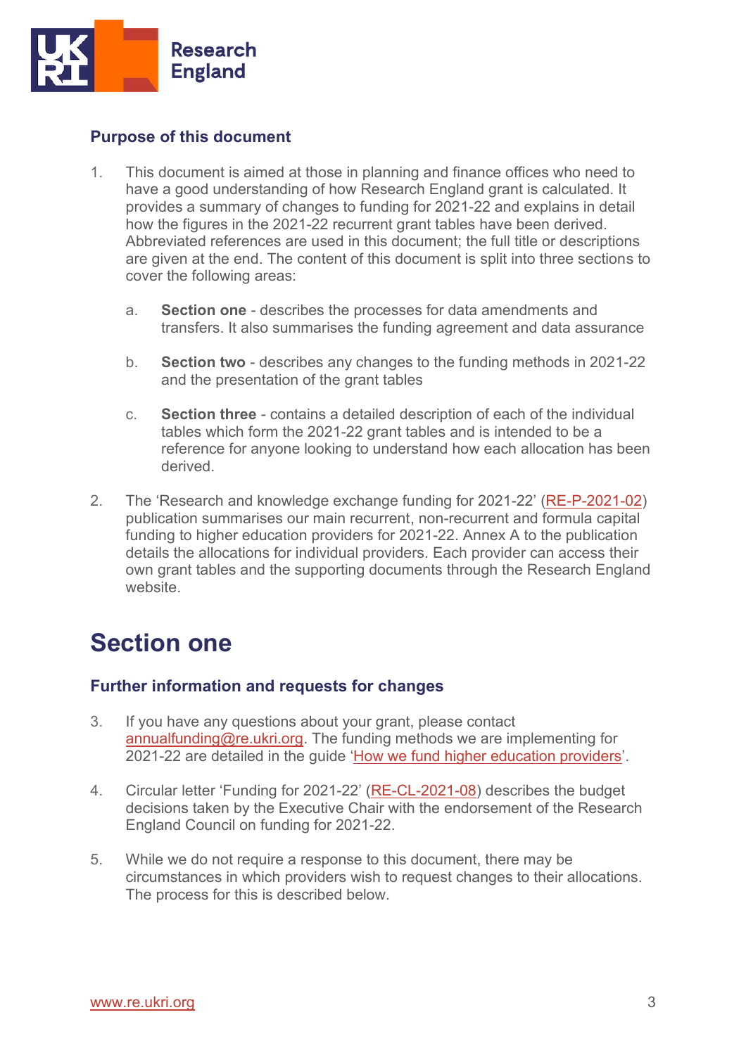### Purpose of this document

1. This document is aimed at those in planning and finance offices who need to have a good understanding of how Research England grant is calculated. It provides a summary of changes to funding for 2021-22 and explains in detail how the figures in the 2021-22 recurrent grant tables have been derived. Abbreviated references are used in this document; the full title or descriptions are given at the end. The content of this document is split into three sections to cover the following areas:

   a. **Section one** - describes the processes for data amendments and transfers. It also summarises the funding agreement and data assurance

   b. **Section two** - describes any changes to the funding methods in 2021-22 and the presentation of the grant tables

   c. **Section three** - contains a detailed description of each of the individual tables which form the 2021-22 grant tables and is intended to be a reference for anyone looking to understand how each allocation has been derived.

2. The 'Research and knowledge exchange funding for 2021-22' (RE-P-2021-02) publication summarises our main recurrent, non-recurrent and formula capital funding to higher education providers for 2021-22. Annex A to the publication details the allocations for individual providers. Each provider can access their own grant tables and the supporting documents through the Research England website.

# Section one

### Further information and requests for changes

3. If you have any questions about your grant, please contact annualfunding@re.ukri.org. The funding methods we are implementing for 2021-22 are detailed in the guide 'How we fund higher education providers'.

4. Circular letter 'Funding for 2021-22' (RE-CL-2021-08) describes the budget decisions taken by the Executive Chair with the endorsement of the Research England Council on funding for 2021-22.

5. While we do not require a response to this document, there may be circumstances in which providers wish to request changes to their allocations. The process for this is described below.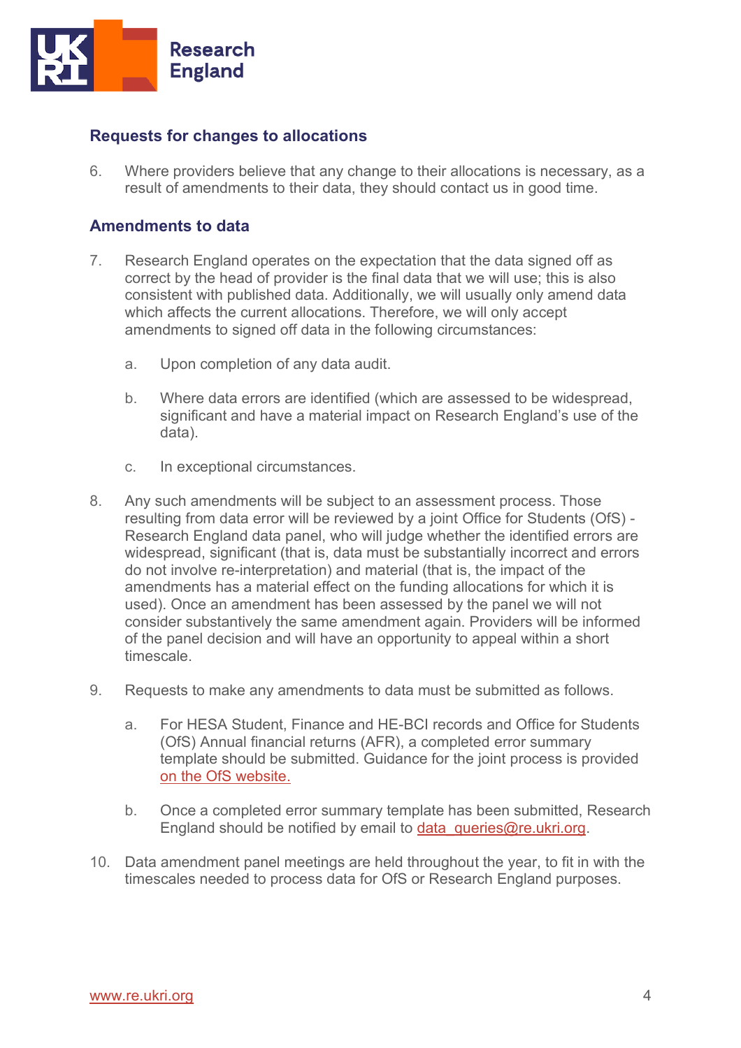## Requests for changes to allocations

6. Where providers believe that any change to their allocations is necessary, as a result of amendments to their data, they should contact us in good time.

## Amendments to data

7. Research England operates on the expectation that the data signed off as correct by the head of provider is the final data that we will use; this is also consistent with published data. Additionally, we will usually only amend data which affects the current allocations. Therefore, we will only accept amendments to signed off data in the following circumstances:

    a. Upon completion of any data audit.

    b. Where data errors are identified (which are assessed to be widespread, significant and have a material impact on Research England's use of the data).

    c. In exceptional circumstances.

8. Any such amendments will be subject to an assessment process. Those resulting from data error will be reviewed by a joint Office for Students (OfS) - Research England data panel, who will judge whether the identified errors are widespread, significant (that is, data must be substantially incorrect and errors do not involve re-interpretation) and material (that is, the impact of the amendments has a material effect on the funding allocations for which it is used). Once an amendment has been assessed by the panel we will not consider substantively the same amendment again. Providers will be informed of the panel decision and will have an opportunity to appeal within a short timescale.

9. Requests to make any amendments to data must be submitted as follows.

    a. For HESA Student, Finance and HE-BCI records and Office for Students (OfS) Annual financial returns (AFR), a completed error summary template should be submitted. Guidance for the joint process is provided on the OfS website.

    b. Once a completed error summary template has been submitted, Research England should be notified by email to data_queries@re.ukri.org.

10. Data amendment panel meetings are held throughout the year, to fit in with the timescales needed to process data for OfS or Research England purposes.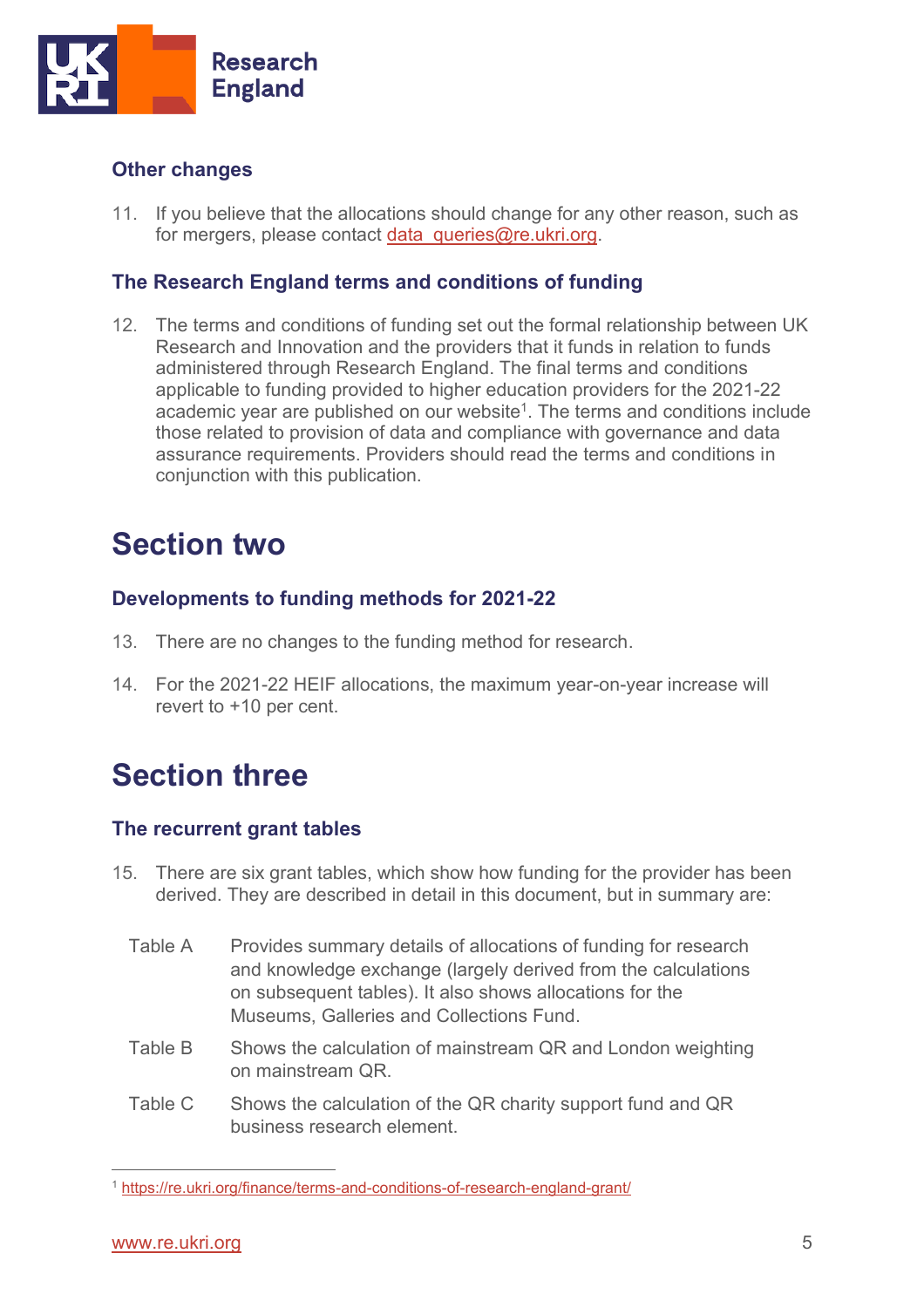### Other changes

11. If you believe that the allocations should change for any other reason, such as for mergers, please contact data_queries@re.ukri.org.

### The Research England terms and conditions of funding

12. The terms and conditions of funding set out the formal relationship between UK Research and Innovation and the providers that it funds in relation to funds administered through Research England. The final terms and conditions applicable to funding provided to higher education providers for the 2021-22 academic year are published on our website[1]. The terms and conditions include those related to provision of data and compliance with governance and data assurance requirements. Providers should read the terms and conditions in conjunction with this publication.

# Section two

### Developments to funding methods for 2021-22

13. There are no changes to the funding method for research.

14. For the 2021-22 HEIF allocations, the maximum year-on-year increase will revert to +10 per cent.

# Section three

### The recurrent grant tables

15. There are six grant tables, which show how funding for the provider has been derived. They are described in detail in this document, but in summary are:

| | |
|---|---|
| Table A | Provides summary details of allocations of funding for research and knowledge exchange (largely derived from the calculations on subsequent tables). It also shows allocations for the Museums, Galleries and Collections Fund. |
| Table B | Shows the calculation of mainstream QR and London weighting on mainstream QR. |
| Table C | Shows the calculation of the QR charity support fund and QR business research element. |

[1] https://re.ukri.org/finance/terms-and-conditions-of-research-england-grant/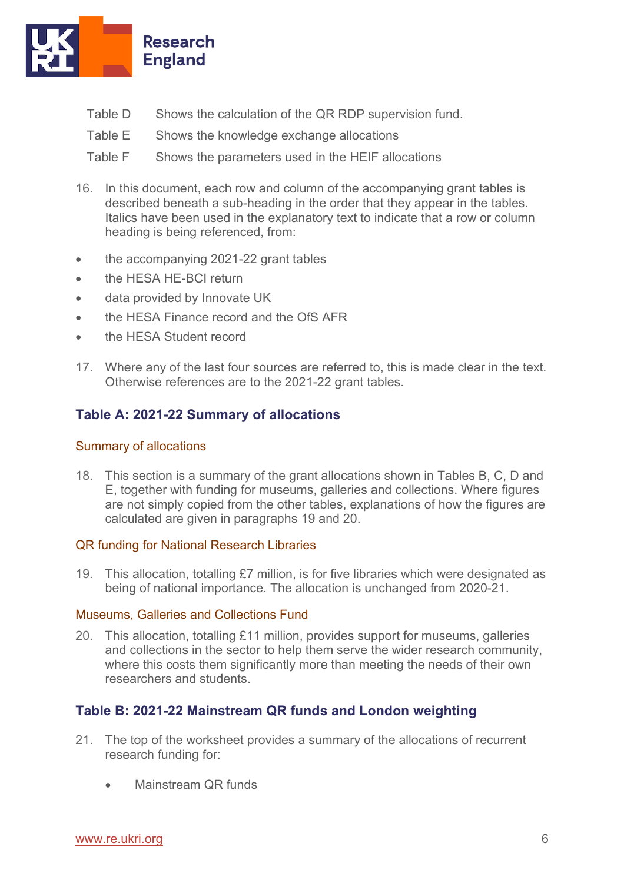| | |
|---|---|
| Table D | Shows the calculation of the QR RDP supervision fund. |
| Table E | Shows the knowledge exchange allocations |
| Table F | Shows the parameters used in the HEIF allocations |

16. In this document, each row and column of the accompanying grant tables is described beneath a sub-heading in the order that they appear in the tables. Italics have been used in the explanatory text to indicate that a row or column heading is being referenced, from:

- the accompanying 2021-22 grant tables
- the HESA HE-BCI return
- data provided by Innovate UK
- the HESA Finance record and the OfS AFR
- the HESA Student record

17. Where any of the last four sources are referred to, this is made clear in the text. Otherwise references are to the 2021-22 grant tables.

## Table A: 2021-22 Summary of allocations

### Summary of allocations

18. This section is a summary of the grant allocations shown in Tables B, C, D and E, together with funding for museums, galleries and collections. Where figures are not simply copied from the other tables, explanations of how the figures are calculated are given in paragraphs 19 and 20.

### QR funding for National Research Libraries

19. This allocation, totalling £7 million, is for five libraries which were designated as being of national importance. The allocation is unchanged from 2020-21.

### Museums, Galleries and Collections Fund

20. This allocation, totalling £11 million, provides support for museums, galleries and collections in the sector to help them serve the wider research community, where this costs them significantly more than meeting the needs of their own researchers and students.

## Table B: 2021-22 Mainstream QR funds and London weighting

21. The top of the worksheet provides a summary of the allocations of recurrent research funding for:

    - Mainstream QR funds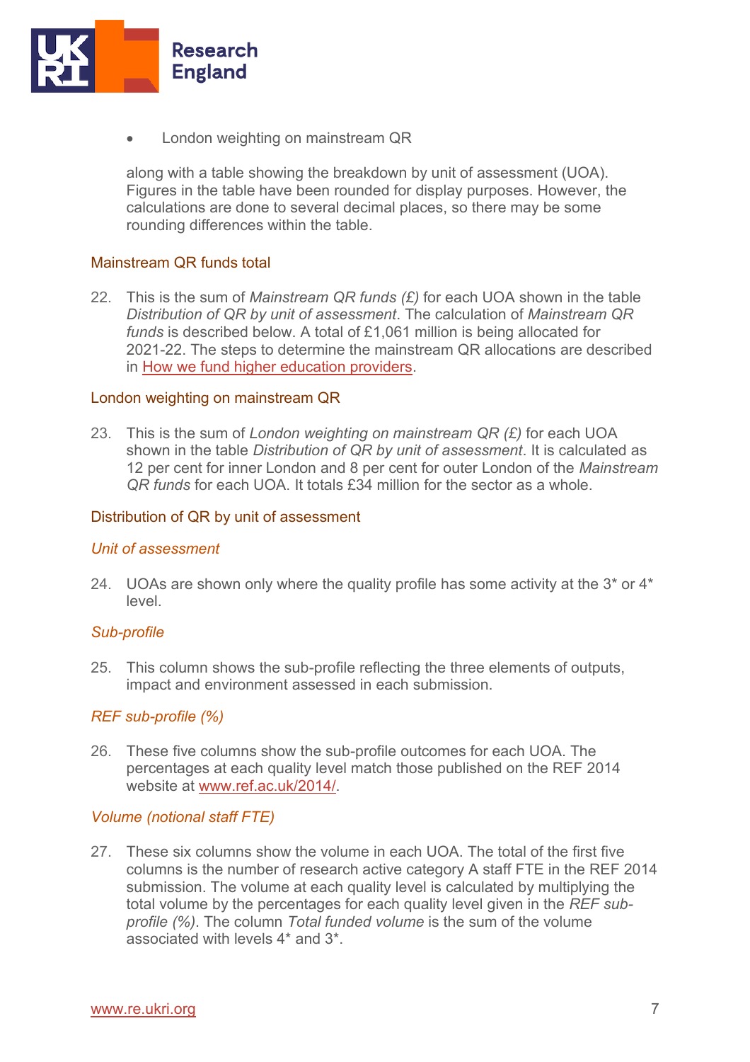- London weighting on mainstream QR

along with a table showing the breakdown by unit of assessment (UOA). Figures in the table have been rounded for display purposes. However, the calculations are done to several decimal places, so there may be some rounding differences within the table.

## Mainstream QR funds total

22. This is the sum of *Mainstream QR funds (£)* for each UOA shown in the table *Distribution of QR by unit of assessment*. The calculation of *Mainstream QR funds* is described below. A total of £1,061 million is being allocated for 2021-22. The steps to determine the mainstream QR allocations are described in How we fund higher education providers.

## London weighting on mainstream QR

23. This is the sum of *London weighting on mainstream QR (£)* for each UOA shown in the table *Distribution of QR by unit of assessment*. It is calculated as 12 per cent for inner London and 8 per cent for outer London of the *Mainstream QR funds* for each UOA. It totals £34 million for the sector as a whole.

## Distribution of QR by unit of assessment

### *Unit of assessment*

24. UOAs are shown only where the quality profile has some activity at the 3* or 4* level.

### *Sub-profile*

25. This column shows the sub-profile reflecting the three elements of outputs, impact and environment assessed in each submission.

### *REF sub-profile (%)*

26. These five columns show the sub-profile outcomes for each UOA. The percentages at each quality level match those published on the REF 2014 website at www.ref.ac.uk/2014/.

### *Volume (notional staff FTE)*

27. These six columns show the volume in each UOA. The total of the first five columns is the number of research active category A staff FTE in the REF 2014 submission. The volume at each quality level is calculated by multiplying the total volume by the percentages for each quality level given in the *REF sub-profile (%)*. The column *Total funded volume* is the sum of the volume associated with levels 4* and 3*.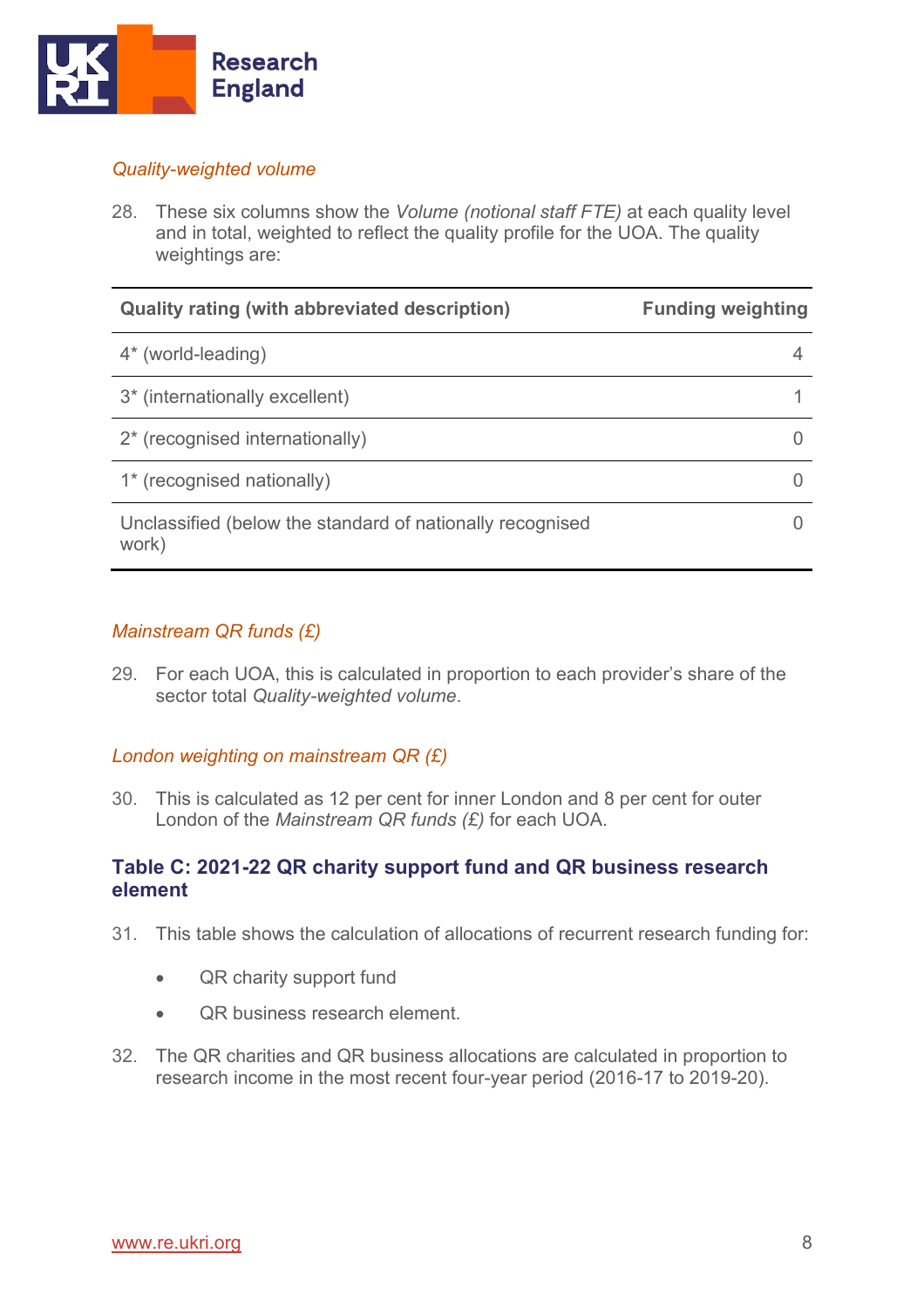*Quality-weighted volume*

28. These six columns show the *Volume (notional staff FTE)* at each quality level and in total, weighted to reflect the quality profile for the UOA. The quality weightings are:

| Quality rating (with abbreviated description) | Funding weighting |
|---|---|
| 4* (world-leading) | 4 |
| 3* (internationally excellent) | 1 |
| 2* (recognised internationally) | 0 |
| 1* (recognised nationally) | 0 |
| Unclassified (below the standard of nationally recognised work) | 0 |

*Mainstream QR funds (£)*

29. For each UOA, this is calculated in proportion to each provider's share of the sector total *Quality-weighted volume*.

*London weighting on mainstream QR (£)*

30. This is calculated as 12 per cent for inner London and 8 per cent for outer London of the *Mainstream QR funds (£)* for each UOA.

## Table C: 2021-22 QR charity support fund and QR business research element

31. This table shows the calculation of allocations of recurrent research funding for:

- QR charity support fund
- QR business research element.

32. The QR charities and QR business allocations are calculated in proportion to research income in the most recent four-year period (2016-17 to 2019-20).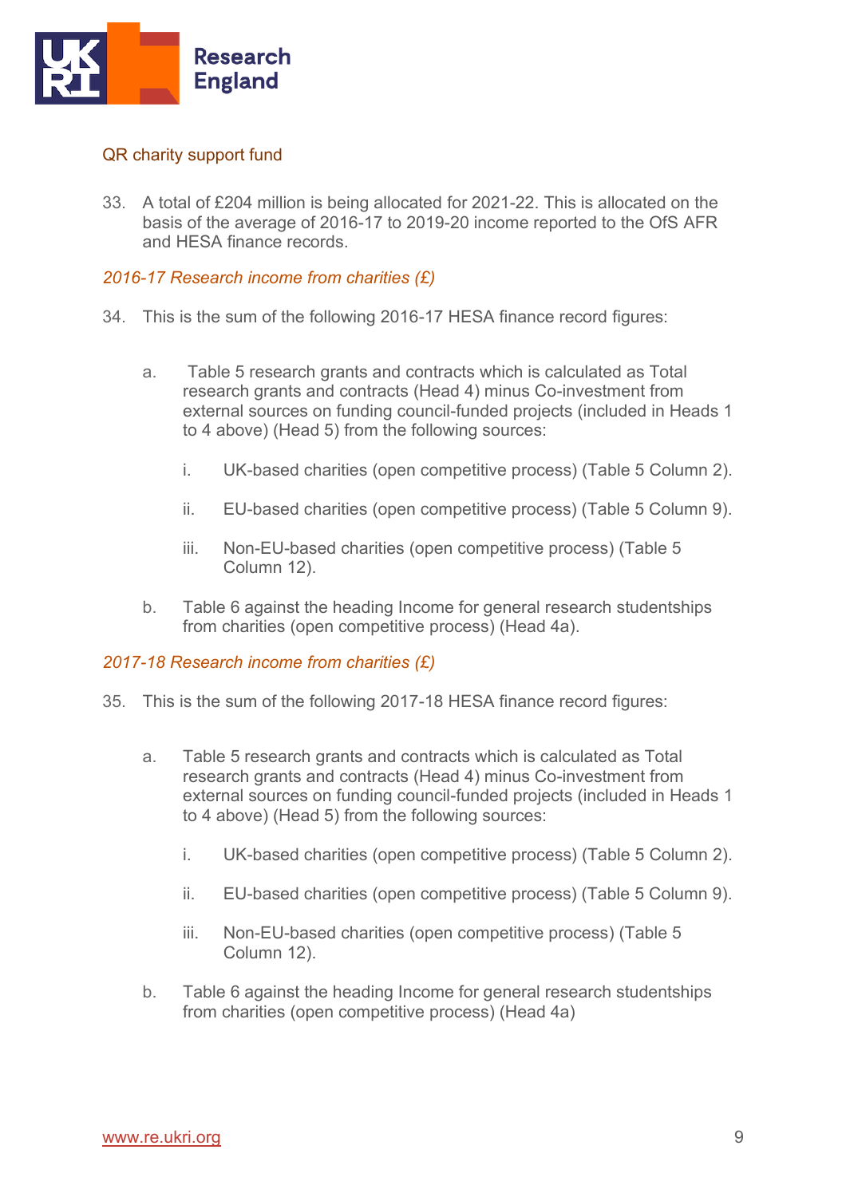## QR charity support fund

33. A total of £204 million is being allocated for 2021-22. This is allocated on the basis of the average of 2016-17 to 2019-20 income reported to the OfS AFR and HESA finance records.

### *2016-17 Research income from charities (£)*

34. This is the sum of the following 2016-17 HESA finance record figures:

    a. Table 5 research grants and contracts which is calculated as Total research grants and contracts (Head 4) minus Co-investment from external sources on funding council-funded projects (included in Heads 1 to 4 above) (Head 5) from the following sources:

        i. UK-based charities (open competitive process) (Table 5 Column 2).

        ii. EU-based charities (open competitive process) (Table 5 Column 9).

        iii. Non-EU-based charities (open competitive process) (Table 5 Column 12).

    b. Table 6 against the heading Income for general research studentships from charities (open competitive process) (Head 4a).

### *2017-18 Research income from charities (£)*

35. This is the sum of the following 2017-18 HESA finance record figures:

    a. Table 5 research grants and contracts which is calculated as Total research grants and contracts (Head 4) minus Co-investment from external sources on funding council-funded projects (included in Heads 1 to 4 above) (Head 5) from the following sources:

        i. UK-based charities (open competitive process) (Table 5 Column 2).

        ii. EU-based charities (open competitive process) (Table 5 Column 9).

        iii. Non-EU-based charities (open competitive process) (Table 5 Column 12).

    b. Table 6 against the heading Income for general research studentships from charities (open competitive process) (Head 4a)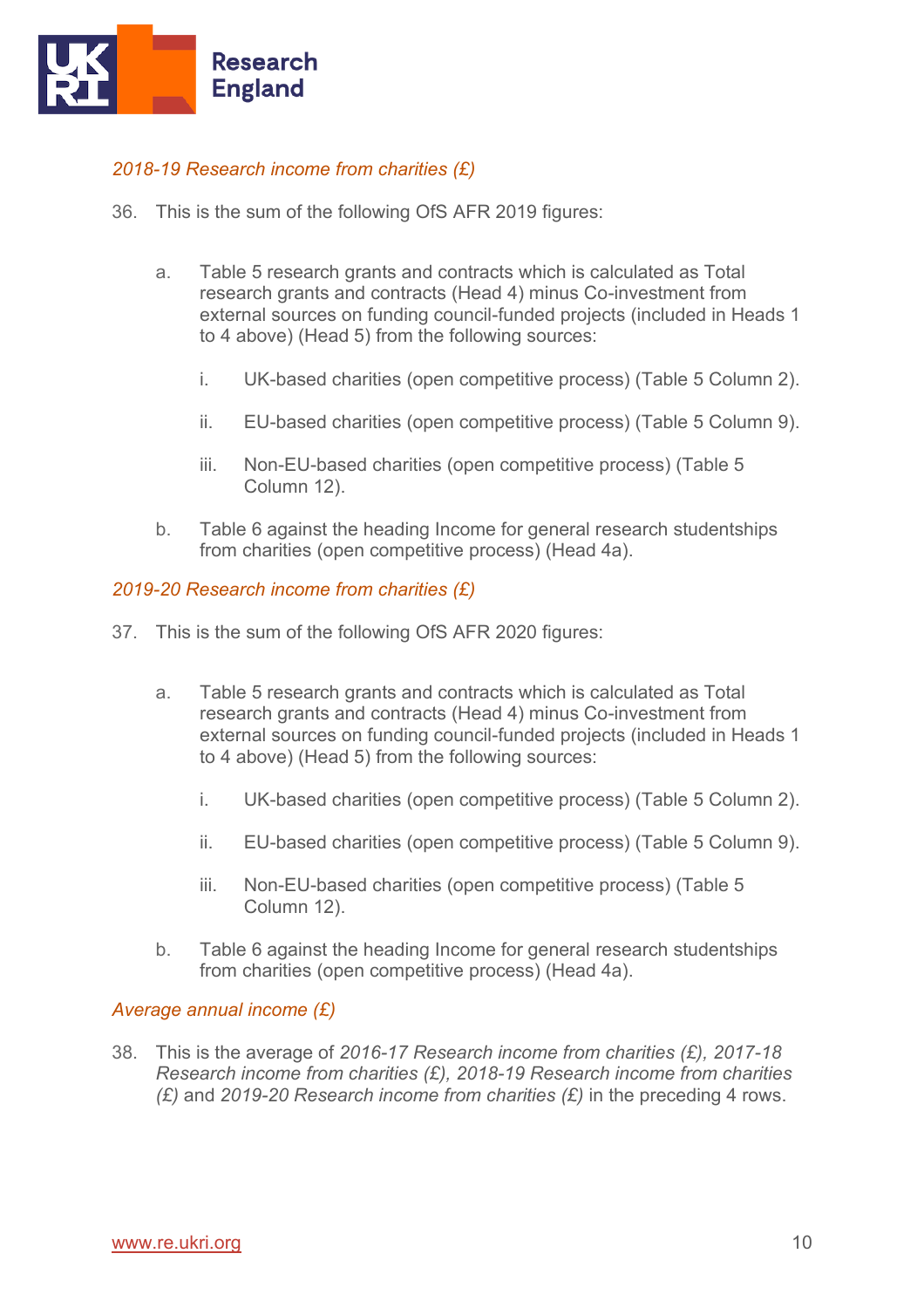### *2018-19 Research income from charities (£)*

36. This is the sum of the following OfS AFR 2019 figures:

    a. Table 5 research grants and contracts which is calculated as Total research grants and contracts (Head 4) minus Co-investment from external sources on funding council-funded projects (included in Heads 1 to 4 above) (Head 5) from the following sources:

        i. UK-based charities (open competitive process) (Table 5 Column 2).

        ii. EU-based charities (open competitive process) (Table 5 Column 9).

        iii. Non-EU-based charities (open competitive process) (Table 5 Column 12).

    b. Table 6 against the heading Income for general research studentships from charities (open competitive process) (Head 4a).

### *2019-20 Research income from charities (£)*

37. This is the sum of the following OfS AFR 2020 figures:

    a. Table 5 research grants and contracts which is calculated as Total research grants and contracts (Head 4) minus Co-investment from external sources on funding council-funded projects (included in Heads 1 to 4 above) (Head 5) from the following sources:

        i. UK-based charities (open competitive process) (Table 5 Column 2).

        ii. EU-based charities (open competitive process) (Table 5 Column 9).

        iii. Non-EU-based charities (open competitive process) (Table 5 Column 12).

    b. Table 6 against the heading Income for general research studentships from charities (open competitive process) (Head 4a).

### *Average annual income (£)*

38. This is the average of *2016-17 Research income from charities (£)*, *2017-18 Research income from charities (£)*, *2018-19 Research income from charities (£)* and *2019-20 Research income from charities (£)* in the preceding 4 rows.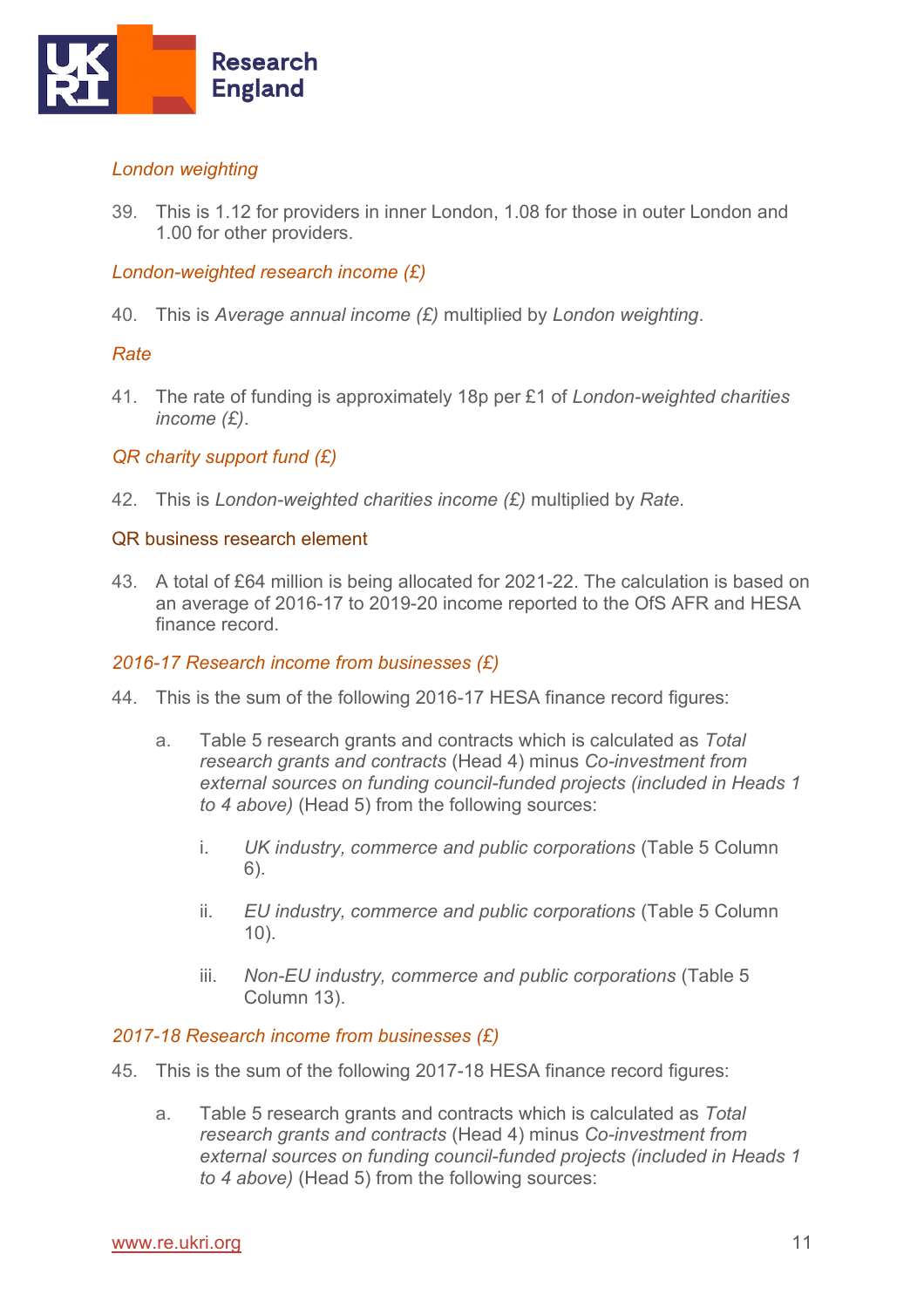*London weighting*

39. This is 1.12 for providers in inner London, 1.08 for those in outer London and 1.00 for other providers.

*London-weighted research income (£)*

40. This is *Average annual income (£)* multiplied by *London weighting*.

*Rate*

41. The rate of funding is approximately 18p per £1 of *London-weighted charities income (£)*.

*QR charity support fund (£)*

42. This is *London-weighted charities income (£)* multiplied by *Rate*.

### QR business research element

43. A total of £64 million is being allocated for 2021-22. The calculation is based on an average of 2016-17 to 2019-20 income reported to the OfS AFR and HESA finance record.

*2016-17 Research income from businesses (£)*

44. This is the sum of the following 2016-17 HESA finance record figures:

    a. Table 5 research grants and contracts which is calculated as *Total research grants and contracts* (Head 4) minus *Co-investment from external sources on funding council-funded projects (included in Heads 1 to 4 above)* (Head 5) from the following sources:

        i. *UK industry, commerce and public corporations* (Table 5 Column 6).

        ii. *EU industry, commerce and public corporations* (Table 5 Column 10).

        iii. *Non-EU industry, commerce and public corporations* (Table 5 Column 13).

*2017-18 Research income from businesses (£)*

45. This is the sum of the following 2017-18 HESA finance record figures:

    a. Table 5 research grants and contracts which is calculated as *Total research grants and contracts* (Head 4) minus *Co-investment from external sources on funding council-funded projects (included in Heads 1 to 4 above)* (Head 5) from the following sources: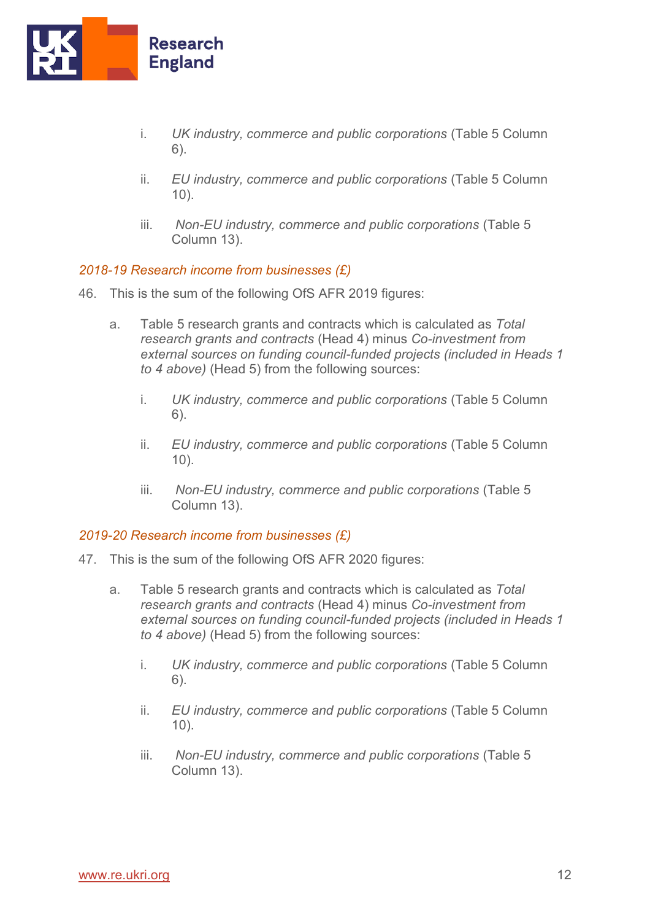i. *UK industry, commerce and public corporations* (Table 5 Column 6).

   ii. *EU industry, commerce and public corporations* (Table 5 Column 10).

   iii. *Non-EU industry, commerce and public corporations* (Table 5 Column 13).

### *2018-19 Research income from businesses (£)*

46. This is the sum of the following OfS AFR 2019 figures:

   a. Table 5 research grants and contracts which is calculated as *Total research grants and contracts* (Head 4) minus *Co-investment from external sources on funding council-funded projects (included in Heads 1 to 4 above)* (Head 5) from the following sources:

      i. *UK industry, commerce and public corporations* (Table 5 Column 6).

      ii. *EU industry, commerce and public corporations* (Table 5 Column 10).

      iii. *Non-EU industry, commerce and public corporations* (Table 5 Column 13).

### *2019-20 Research income from businesses (£)*

47. This is the sum of the following OfS AFR 2020 figures:

   a. Table 5 research grants and contracts which is calculated as *Total research grants and contracts* (Head 4) minus *Co-investment from external sources on funding council-funded projects (included in Heads 1 to 4 above)* (Head 5) from the following sources:

      i. *UK industry, commerce and public corporations* (Table 5 Column 6).

      ii. *EU industry, commerce and public corporations* (Table 5 Column 10).

      iii. *Non-EU industry, commerce and public corporations* (Table 5 Column 13).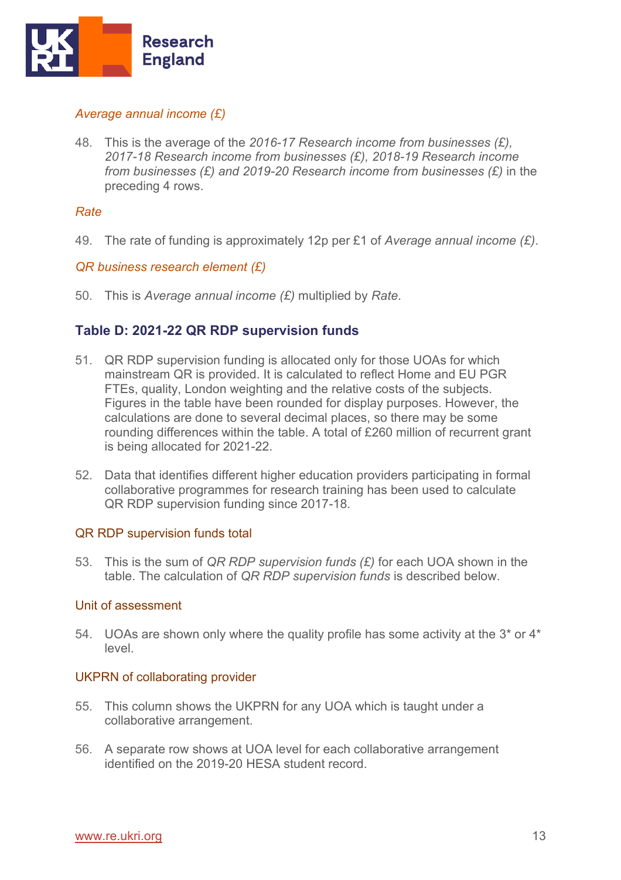*Average annual income (£)*

48. This is the average of the *2016-17 Research income from businesses (£), 2017-18 Research income from businesses (£), 2018-19 Research income from businesses (£) and 2019-20 Research income from businesses (£)* in the preceding 4 rows.

*Rate*

49. The rate of funding is approximately 12p per £1 of *Average annual income (£)*.

*QR business research element (£)*

50. This is *Average annual income (£)* multiplied by *Rate*.

## Table D: 2021-22 QR RDP supervision funds

51. QR RDP supervision funding is allocated only for those UOAs for which mainstream QR is provided. It is calculated to reflect Home and EU PGR FTEs, quality, London weighting and the relative costs of the subjects. Figures in the table have been rounded for display purposes. However, the calculations are done to several decimal places, so there may be some rounding differences within the table. A total of £260 million of recurrent grant is being allocated for 2021-22.

52. Data that identifies different higher education providers participating in formal collaborative programmes for research training has been used to calculate QR RDP supervision funding since 2017-18.

QR RDP supervision funds total

53. This is the sum of *QR RDP supervision funds (£)* for each UOA shown in the table. The calculation of *QR RDP supervision funds* is described below.

Unit of assessment

54. UOAs are shown only where the quality profile has some activity at the 3* or 4* level.

UKPRN of collaborating provider

55. This column shows the UKPRN for any UOA which is taught under a collaborative arrangement.

56. A separate row shows at UOA level for each collaborative arrangement identified on the 2019-20 HESA student record.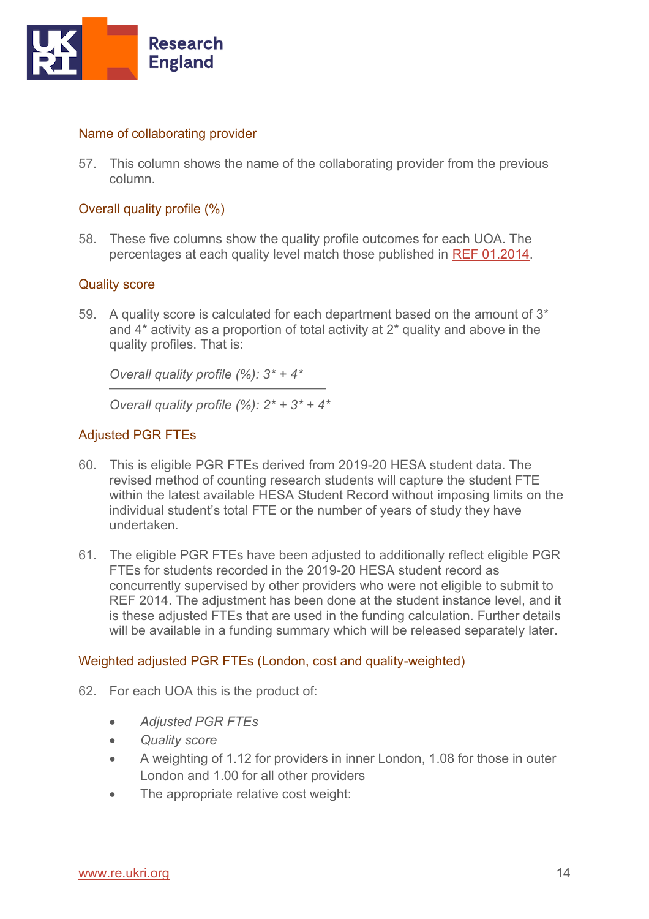### Name of collaborating provider

57. This column shows the name of the collaborating provider from the previous column.

### Overall quality profile (%)

58. These five columns show the quality profile outcomes for each UOA. The percentages at each quality level match those published in REF 01.2014.

### Quality score

59. A quality score is calculated for each department based on the amount of 3* and 4* activity as a proportion of total activity at 2* quality and above in the quality profiles. That is:

$$\frac{\textit{Overall quality profile (\%): } 3^* + 4^*}{\textit{Overall quality profile (\%): } 2^* + 3^* + 4^*}$$

### Adjusted PGR FTEs

60. This is eligible PGR FTEs derived from 2019-20 HESA student data. The revised method of counting research students will capture the student FTE within the latest available HESA Student Record without imposing limits on the individual student's total FTE or the number of years of study they have undertaken.

61. The eligible PGR FTEs have been adjusted to additionally reflect eligible PGR FTEs for students recorded in the 2019-20 HESA student record as concurrently supervised by other providers who were not eligible to submit to REF 2014. The adjustment has been done at the student instance level, and it is these adjusted FTEs that are used in the funding calculation. Further details will be available in a funding summary which will be released separately later.

### Weighted adjusted PGR FTEs (London, cost and quality-weighted)

62. For each UOA this is the product of:

- *Adjusted PGR FTEs*
- *Quality score*
- A weighting of 1.12 for providers in inner London, 1.08 for those in outer London and 1.00 for all other providers
- The appropriate relative cost weight: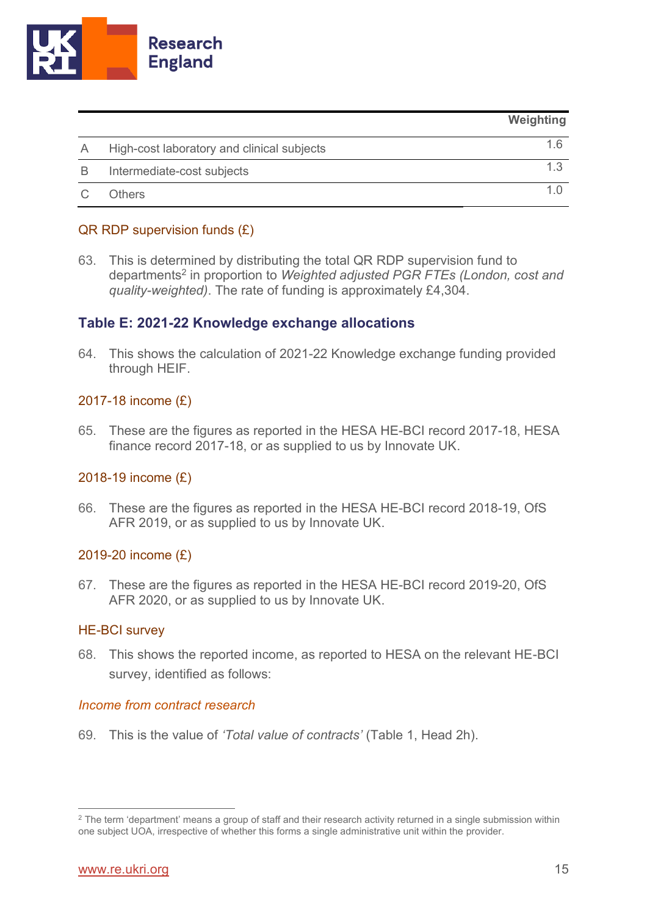| | | Weighting |
|---|---|---|
| A | High-cost laboratory and clinical subjects | 1.6 |
| B | Intermediate-cost subjects | 1.3 |
| C | Others | 1.0 |

### QR RDP supervision funds (£)

63. This is determined by distributing the total QR RDP supervision fund to departments[2] in proportion to *Weighted adjusted PGR FTEs (London, cost and quality-weighted)*. The rate of funding is approximately £4,304.

## Table E: 2021-22 Knowledge exchange allocations

64. This shows the calculation of 2021-22 Knowledge exchange funding provided through HEIF.

### 2017-18 income (£)

65. These are the figures as reported in the HESA HE-BCI record 2017-18, HESA finance record 2017-18, or as supplied to us by Innovate UK.

### 2018-19 income (£)

66. These are the figures as reported in the HESA HE-BCI record 2018-19, OfS AFR 2019, or as supplied to us by Innovate UK.

### 2019-20 income (£)

67. These are the figures as reported in the HESA HE-BCI record 2019-20, OfS AFR 2020, or as supplied to us by Innovate UK.

### HE-BCI survey

68. This shows the reported income, as reported to HESA on the relevant HE-BCI survey, identified as follows:

#### *Income from contract research*

69. This is the value of *'Total value of contracts'* (Table 1, Head 2h).

---

[2] The term 'department' means a group of staff and their research activity returned in a single submission within one subject UOA, irrespective of whether this forms a single administrative unit within the provider.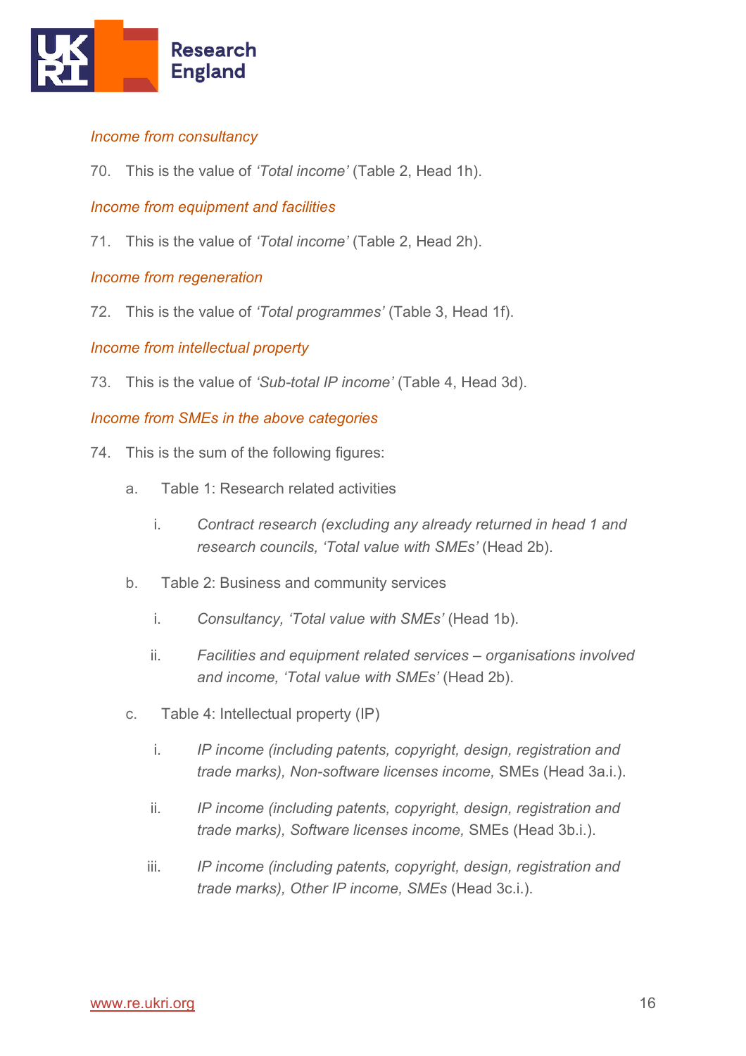*Income from consultancy*

70. This is the value of *'Total income'* (Table 2, Head 1h).

*Income from equipment and facilities*

71. This is the value of *'Total income'* (Table 2, Head 2h).

*Income from regeneration*

72. This is the value of *'Total programmes'* (Table 3, Head 1f).

*Income from intellectual property*

73. This is the value of *'Sub-total IP income'* (Table 4, Head 3d).

*Income from SMEs in the above categories*

74. This is the sum of the following figures:

    a. Table 1: Research related activities

        i. *Contract research (excluding any already returned in head 1 and research councils, 'Total value with SMEs'* (Head 2b).

    b. Table 2: Business and community services

        i. *Consultancy, 'Total value with SMEs'* (Head 1b).

        ii. *Facilities and equipment related services – organisations involved and income, 'Total value with SMEs'* (Head 2b).

    c. Table 4: Intellectual property (IP)

        i. *IP income (including patents, copyright, design, registration and trade marks), Non-software licenses income,* SMEs (Head 3a.i.).

        ii. *IP income (including patents, copyright, design, registration and trade marks), Software licenses income,* SMEs (Head 3b.i.).

        iii. *IP income (including patents, copyright, design, registration and trade marks), Other IP income, SMEs* (Head 3c.i.).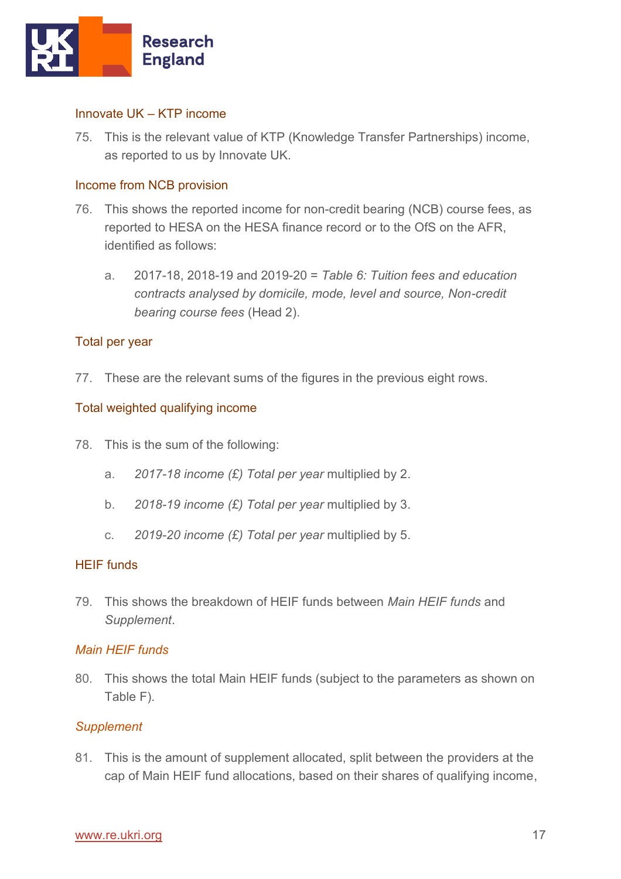### Innovate UK – KTP income

75. This is the relevant value of KTP (Knowledge Transfer Partnerships) income, as reported to us by Innovate UK.

### Income from NCB provision

76. This shows the reported income for non-credit bearing (NCB) course fees, as reported to HESA on the HESA finance record or to the OfS on the AFR, identified as follows:

    a. 2017-18, 2018-19 and 2019-20 = *Table 6: Tuition fees and education contracts analysed by domicile, mode, level and source, Non-credit bearing course fees* (Head 2).

### Total per year

77. These are the relevant sums of the figures in the previous eight rows.

### Total weighted qualifying income

78. This is the sum of the following:

    a. *2017-18 income (£) Total per year* multiplied by 2.

    b. *2018-19 income (£) Total per year* multiplied by 3.

    c. *2019-20 income (£) Total per year* multiplied by 5.

### HEIF funds

79. This shows the breakdown of HEIF funds between *Main HEIF funds* and *Supplement*.

#### *Main HEIF funds*

80. This shows the total Main HEIF funds (subject to the parameters as shown on Table F).

#### *Supplement*

81. This is the amount of supplement allocated, split between the providers at the cap of Main HEIF fund allocations, based on their shares of qualifying income,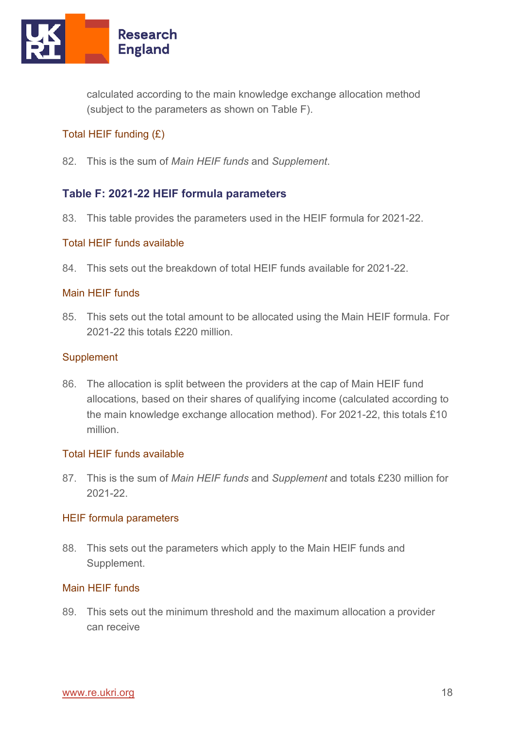calculated according to the main knowledge exchange allocation method (subject to the parameters as shown on Table F).

### Total HEIF funding (£)

82. This is the sum of *Main HEIF funds* and *Supplement*.

## Table F: 2021-22 HEIF formula parameters

83. This table provides the parameters used in the HEIF formula for 2021-22.

### Total HEIF funds available

84. This sets out the breakdown of total HEIF funds available for 2021-22.

### Main HEIF funds

85. This sets out the total amount to be allocated using the Main HEIF formula. For 2021-22 this totals £220 million.

### Supplement

86. The allocation is split between the providers at the cap of Main HEIF fund allocations, based on their shares of qualifying income (calculated according to the main knowledge exchange allocation method). For 2021-22, this totals £10 million.

### Total HEIF funds available

87. This is the sum of *Main HEIF funds* and *Supplement* and totals £230 million for 2021-22.

### HEIF formula parameters

88. This sets out the parameters which apply to the Main HEIF funds and Supplement.

### Main HEIF funds

89. This sets out the minimum threshold and the maximum allocation a provider can receive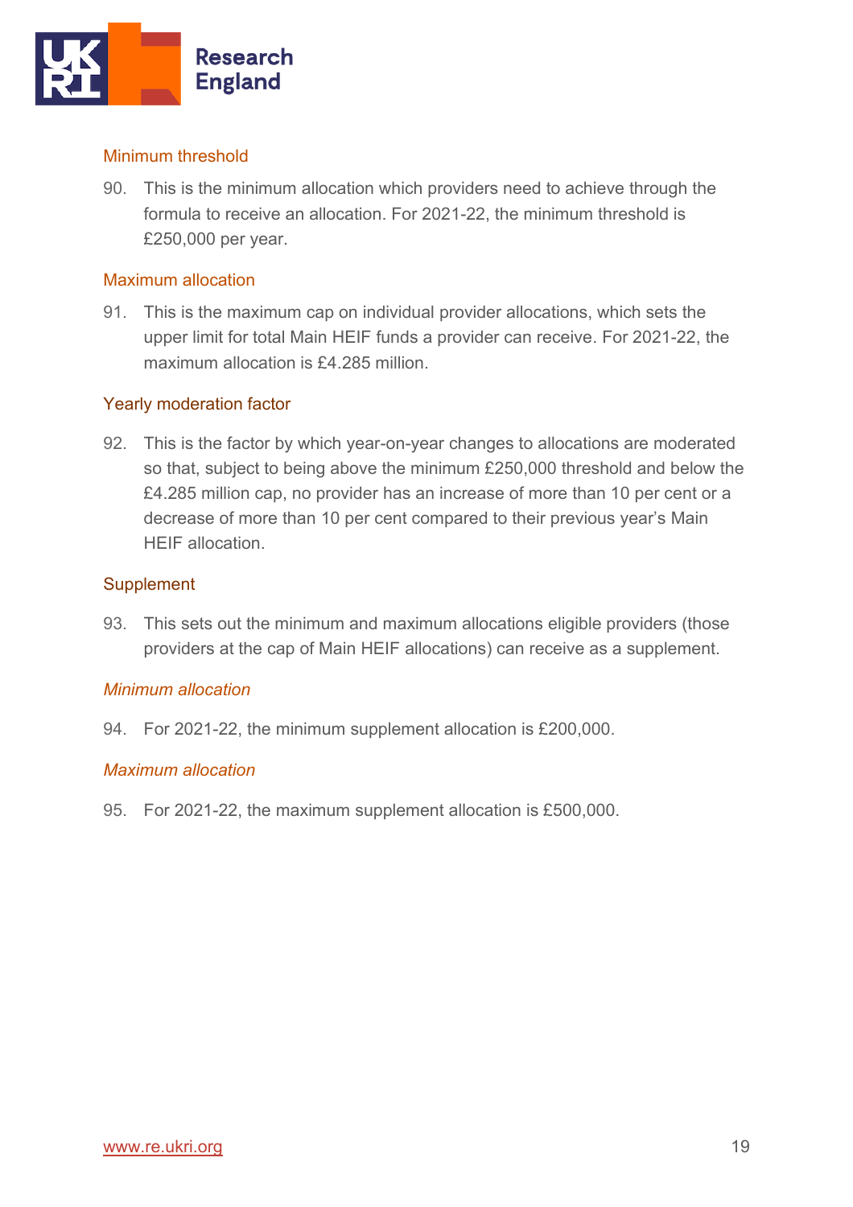### Minimum threshold

90. This is the minimum allocation which providers need to achieve through the formula to receive an allocation. For 2021-22, the minimum threshold is £250,000 per year.

### Maximum allocation

91. This is the maximum cap on individual provider allocations, which sets the upper limit for total Main HEIF funds a provider can receive. For 2021-22, the maximum allocation is £4.285 million.

### Yearly moderation factor

92. This is the factor by which year-on-year changes to allocations are moderated so that, subject to being above the minimum £250,000 threshold and below the £4.285 million cap, no provider has an increase of more than 10 per cent or a decrease of more than 10 per cent compared to their previous year's Main HEIF allocation.

### Supplement

93. This sets out the minimum and maximum allocations eligible providers (those providers at the cap of Main HEIF allocations) can receive as a supplement.

#### *Minimum allocation*

94. For 2021-22, the minimum supplement allocation is £200,000.

#### *Maximum allocation*

95. For 2021-22, the maximum supplement allocation is £500,000.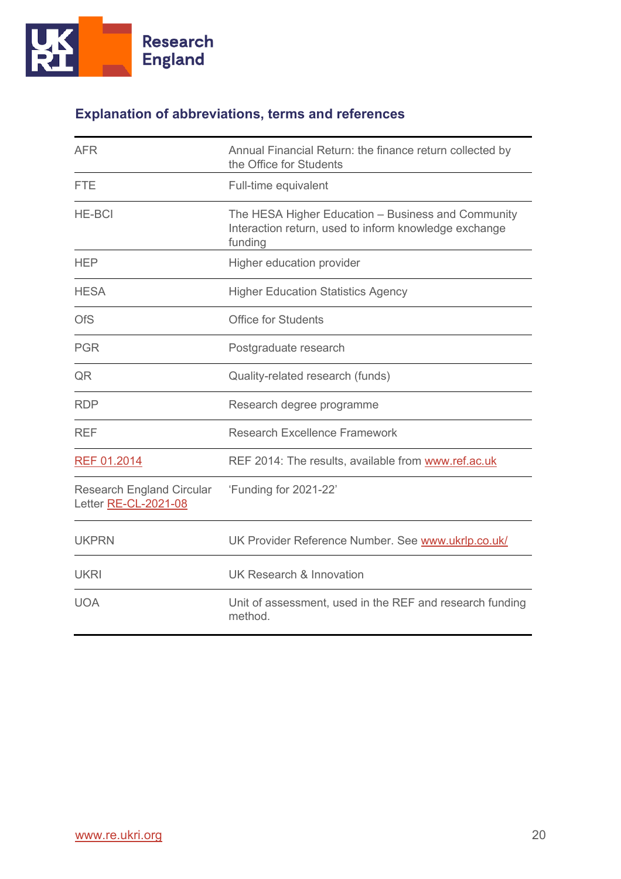## Explanation of abbreviations, terms and references

| | |
|---|---|
| AFR | Annual Financial Return: the finance return collected by the Office for Students |
| FTE | Full-time equivalent |
| HE-BCI | The HESA Higher Education – Business and Community Interaction return, used to inform knowledge exchange funding |
| HEP | Higher education provider |
| HESA | Higher Education Statistics Agency |
| OfS | Office for Students |
| PGR | Postgraduate research |
| QR | Quality-related research (funds) |
| RDP | Research degree programme |
| REF | Research Excellence Framework |
| REF 01.2014 | REF 2014: The results, available from www.ref.ac.uk |
| Research England Circular Letter RE-CL-2021-08 | 'Funding for 2021-22' |
| UKPRN | UK Provider Reference Number. See www.ukrlp.co.uk/ |
| UKRI | UK Research & Innovation |
| UOA | Unit of assessment, used in the REF and research funding method. |